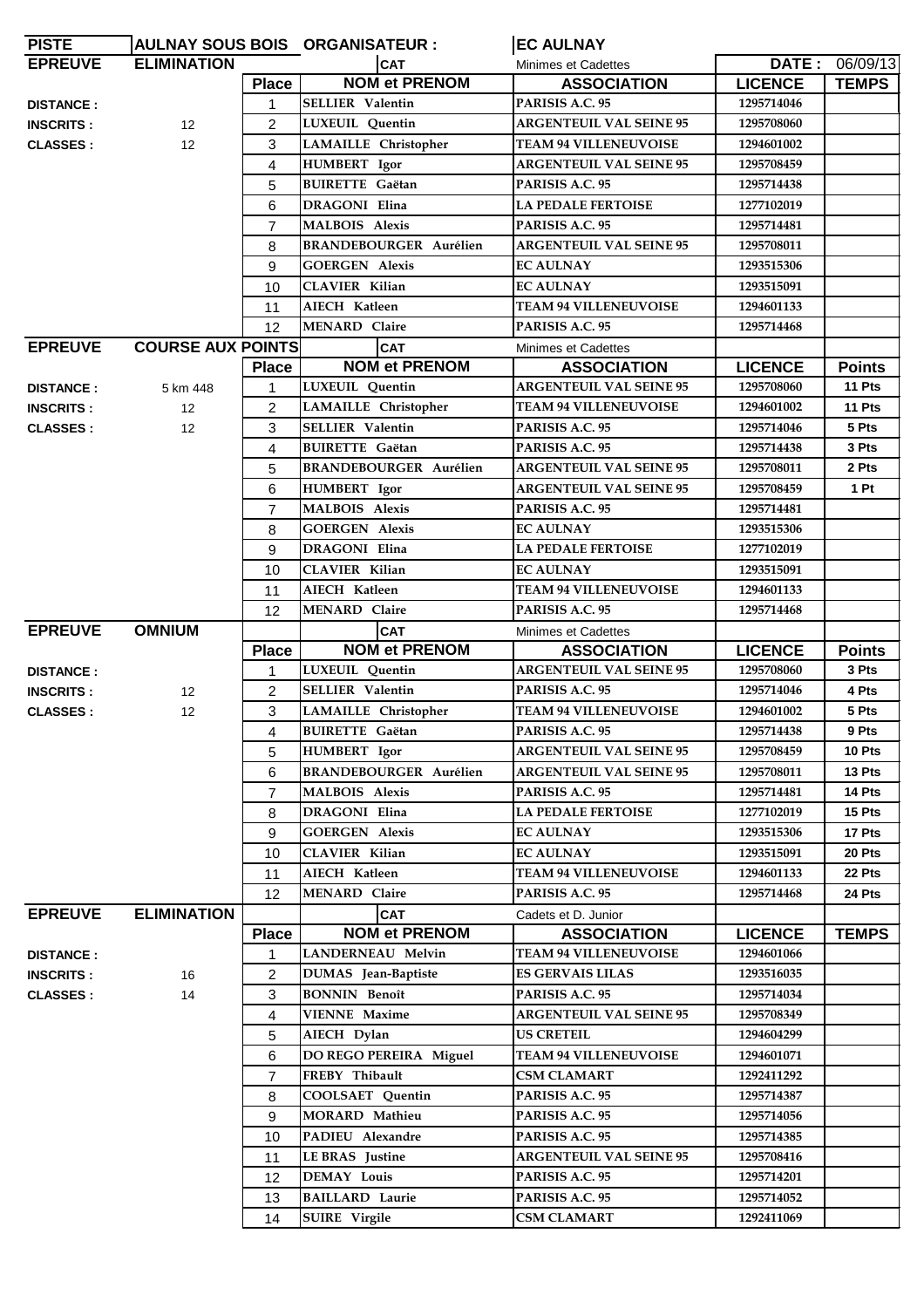| PISTE | AULNAY SOUS BOIS | ORGANISATEUR : | | EC AULNAY | | |
|---|---|---|---|---|---|---|
| **EPREUVE** | **ELIMINATION** | | **CAT** | Minimes et Cadettes | **DATE :** | 06/09/13 |
| | | **Place** | **NOM et PRENOM** | **ASSOCIATION** | **LICENCE** | **TEMPS** |
| **DISTANCE :** | | 1 | SELLIER Valentin | PARISIS A.C. 95 | 1295714046 | |
| **INSCRITS :** | 12 | 2 | LUXEUIL Quentin | ARGENTEUIL VAL SEINE 95 | 1295708060 | |
| **CLASSES :** | 12 | 3 | LAMAILLE Christopher | TEAM 94 VILLENEUVOISE | 1294601002 | |
| | | 4 | HUMBERT Igor | ARGENTEUIL VAL SEINE 95 | 1295708459 | |
| | | 5 | BUIRETTE Gaëtan | PARISIS A.C. 95 | 1295714438 | |
| | | 6 | DRAGONI Elina | LA PEDALE FERTOISE | 1277102019 | |
| | | 7 | MALBOIS Alexis | PARISIS A.C. 95 | 1295714481 | |
| | | 8 | BRANDEBOURGER Aurélien | ARGENTEUIL VAL SEINE 95 | 1295708011 | |
| | | 9 | GOERGEN Alexis | EC AULNAY | 1293515306 | |
| | | 10 | CLAVIER Kilian | EC AULNAY | 1293515091 | |
| | | 11 | AIECH Katleen | TEAM 94 VILLENEUVOISE | 1294601133 | |
| | | 12 | MENARD Claire | PARISIS A.C. 95 | 1295714468 | |
| **EPREUVE** | **COURSE AUX POINTS** | | **CAT** | Minimes et Cadettes | | |
| | | **Place** | **NOM et PRENOM** | **ASSOCIATION** | **LICENCE** | **Points** |
| **DISTANCE :** | 5 km 448 | 1 | LUXEUIL Quentin | ARGENTEUIL VAL SEINE 95 | 1295708060 | 11 Pts |
| **INSCRITS :** | 12 | 2 | LAMAILLE Christopher | TEAM 94 VILLENEUVOISE | 1294601002 | 11 Pts |
| **CLASSES :** | 12 | 3 | SELLIER Valentin | PARISIS A.C. 95 | 1295714046 | 5 Pts |
| | | 4 | BUIRETTE Gaëtan | PARISIS A.C. 95 | 1295714438 | 3 Pts |
| | | 5 | BRANDEBOURGER Aurélien | ARGENTEUIL VAL SEINE 95 | 1295708011 | 2 Pts |
| | | 6 | HUMBERT Igor | ARGENTEUIL VAL SEINE 95 | 1295708459 | 1 Pt |
| | | 7 | MALBOIS Alexis | PARISIS A.C. 95 | 1295714481 | |
| | | 8 | GOERGEN Alexis | EC AULNAY | 1293515306 | |
| | | 9 | DRAGONI Elina | LA PEDALE FERTOISE | 1277102019 | |
| | | 10 | CLAVIER Kilian | EC AULNAY | 1293515091 | |
| | | 11 | AIECH Katleen | TEAM 94 VILLENEUVOISE | 1294601133 | |
| | | 12 | MENARD Claire | PARISIS A.C. 95 | 1295714468 | |
| **EPREUVE** | **OMNIUM** | | **CAT** | Minimes et Cadettes | | |
| | | **Place** | **NOM et PRENOM** | **ASSOCIATION** | **LICENCE** | **Points** |
| **DISTANCE :** | | 1 | LUXEUIL Quentin | ARGENTEUIL VAL SEINE 95 | 1295708060 | 3 Pts |
| **INSCRITS :** | 12 | 2 | SELLIER Valentin | PARISIS A.C. 95 | 1295714046 | 4 Pts |
| **CLASSES :** | 12 | 3 | LAMAILLE Christopher | TEAM 94 VILLENEUVOISE | 1294601002 | 5 Pts |
| | | 4 | BUIRETTE Gaëtan | PARISIS A.C. 95 | 1295714438 | 9 Pts |
| | | 5 | HUMBERT Igor | ARGENTEUIL VAL SEINE 95 | 1295708459 | 10 Pts |
| | | 6 | BRANDEBOURGER Aurélien | ARGENTEUIL VAL SEINE 95 | 1295708011 | 13 Pts |
| | | 7 | MALBOIS Alexis | PARISIS A.C. 95 | 1295714481 | 14 Pts |
| | | 8 | DRAGONI Elina | LA PEDALE FERTOISE | 1277102019 | 15 Pts |
| | | 9 | GOERGEN Alexis | EC AULNAY | 1293515306 | 17 Pts |
| | | 10 | CLAVIER Kilian | EC AULNAY | 1293515091 | 20 Pts |
| | | 11 | AIECH Katleen | TEAM 94 VILLENEUVOISE | 1294601133 | 22 Pts |
| | | 12 | MENARD Claire | PARISIS A.C. 95 | 1295714468 | 24 Pts |
| **EPREUVE** | **ELIMINATION** | | **CAT** | Cadets et D. Junior | | |
| | | **Place** | **NOM et PRENOM** | **ASSOCIATION** | **LICENCE** | **TEMPS** |
| **DISTANCE :** | | 1 | LANDERNEAU Melvin | TEAM 94 VILLENEUVOISE | 1294601066 | |
| **INSCRITS :** | 16 | 2 | DUMAS Jean-Baptiste | ES GERVAIS LILAS | 1293516035 | |
| **CLASSES :** | 14 | 3 | BONNIN Benoît | PARISIS A.C. 95 | 1295714034 | |
| | | 4 | VIENNE Maxime | ARGENTEUIL VAL SEINE 95 | 1295708349 | |
| | | 5 | AIECH Dylan | US CRETEIL | 1294604299 | |
| | | 6 | DO REGO PEREIRA Miguel | TEAM 94 VILLENEUVOISE | 1294601071 | |
| | | 7 | FREBY Thibault | CSM CLAMART | 1292411292 | |
| | | 8 | COOLSAET Quentin | PARISIS A.C. 95 | 1295714387 | |
| | | 9 | MORARD Mathieu | PARISIS A.C. 95 | 1295714056 | |
| | | 10 | PADIEU Alexandre | PARISIS A.C. 95 | 1295714385 | |
| | | 11 | LE BRAS Justine | ARGENTEUIL VAL SEINE 95 | 1295708416 | |
| | | 12 | DEMAY Louis | PARISIS A.C. 95 | 1295714201 | |
| | | 13 | BAILLARD Laurie | PARISIS A.C. 95 | 1295714052 | |
| | | 14 | SUIRE Virgile | CSM CLAMART | 1292411069 | |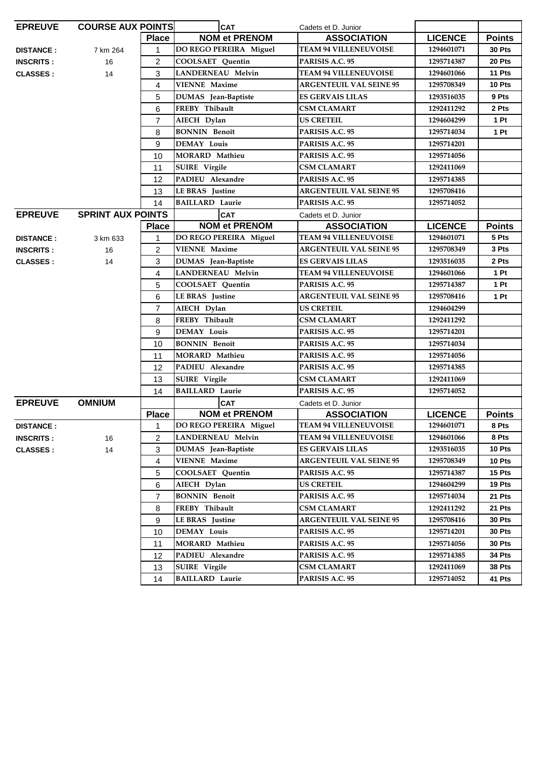## EPREUVE COURSE AUX POINTS — CAT Cadets et D. Junior

| | | Place | NOM et PRENOM | ASSOCIATION | LICENCE | Points |
|---|---|---|---|---|---|---|
| DISTANCE : | 7 km 264 | 1 | DO REGO PEREIRA Miguel | TEAM 94 VILLENEUVOISE | 1294601071 | 30 Pts |
| INSCRITS : | 16 | 2 | COOLSAET Quentin | PARISIS A.C. 95 | 1295714387 | 20 Pts |
| CLASSES : | 14 | 3 | LANDERNEAU Melvin | TEAM 94 VILLENEUVOISE | 1294601066 | 11 Pts |
| | | 4 | VIENNE Maxime | ARGENTEUIL VAL SEINE 95 | 1295708349 | 10 Pts |
| | | 5 | DUMAS Jean-Baptiste | ES GERVAIS LILAS | 1293516035 | 9 Pts |
| | | 6 | FREBY Thibault | CSM CLAMART | 1292411292 | 2 Pts |
| | | 7 | AIECH Dylan | US CRETEIL | 1294604299 | 1 Pt |
| | | 8 | BONNIN Benoît | PARISIS A.C. 95 | 1295714034 | 1 Pt |
| | | 9 | DEMAY Louis | PARISIS A.C. 95 | 1295714201 | |
| | | 10 | MORARD Mathieu | PARISIS A.C. 95 | 1295714056 | |
| | | 11 | SUIRE Virgile | CSM CLAMART | 1292411069 | |
| | | 12 | PADIEU Alexandre | PARISIS A.C. 95 | 1295714385 | |
| | | 13 | LE BRAS Justine | ARGENTEUIL VAL SEINE 95 | 1295708416 | |
| | | 14 | BAILLARD Laurie | PARISIS A.C. 95 | 1295714052 | |

## EPREUVE SPRINT AUX POINTS — CAT Cadets et D. Junior

| | | Place | NOM et PRENOM | ASSOCIATION | LICENCE | Points |
|---|---|---|---|---|---|---|
| DISTANCE : | 3 km 633 | 1 | DO REGO PEREIRA Miguel | TEAM 94 VILLENEUVOISE | 1294601071 | 5 Pts |
| INSCRITS : | 16 | 2 | VIENNE Maxime | ARGENTEUIL VAL SEINE 95 | 1295708349 | 3 Pts |
| CLASSES : | 14 | 3 | DUMAS Jean-Baptiste | ES GERVAIS LILAS | 1293516035 | 2 Pts |
| | | 4 | LANDERNEAU Melvin | TEAM 94 VILLENEUVOISE | 1294601066 | 1 Pt |
| | | 5 | COOLSAET Quentin | PARISIS A.C. 95 | 1295714387 | 1 Pt |
| | | 6 | LE BRAS Justine | ARGENTEUIL VAL SEINE 95 | 1295708416 | 1 Pt |
| | | 7 | AIECH Dylan | US CRETEIL | 1294604299 | |
| | | 8 | FREBY Thibault | CSM CLAMART | 1292411292 | |
| | | 9 | DEMAY Louis | PARISIS A.C. 95 | 1295714201 | |
| | | 10 | BONNIN Benoît | PARISIS A.C. 95 | 1295714034 | |
| | | 11 | MORARD Mathieu | PARISIS A.C. 95 | 1295714056 | |
| | | 12 | PADIEU Alexandre | PARISIS A.C. 95 | 1295714385 | |
| | | 13 | SUIRE Virgile | CSM CLAMART | 1292411069 | |
| | | 14 | BAILLARD Laurie | PARISIS A.C. 95 | 1295714052 | |

## EPREUVE OMNIUM — CAT Cadets et D. Junior

| | | Place | NOM et PRENOM | ASSOCIATION | LICENCE | Points |
|---|---|---|---|---|---|---|
| DISTANCE : | | 1 | DO REGO PEREIRA Miguel | TEAM 94 VILLENEUVOISE | 1294601071 | 8 Pts |
| INSCRITS : | 16 | 2 | LANDERNEAU Melvin | TEAM 94 VILLENEUVOISE | 1294601066 | 8 Pts |
| CLASSES : | 14 | 3 | DUMAS Jean-Baptiste | ES GERVAIS LILAS | 1293516035 | 10 Pts |
| | | 4 | VIENNE Maxime | ARGENTEUIL VAL SEINE 95 | 1295708349 | 10 Pts |
| | | 5 | COOLSAET Quentin | PARISIS A.C. 95 | 1295714387 | 15 Pts |
| | | 6 | AIECH Dylan | US CRETEIL | 1294604299 | 19 Pts |
| | | 7 | BONNIN Benoît | PARISIS A.C. 95 | 1295714034 | 21 Pts |
| | | 8 | FREBY Thibault | CSM CLAMART | 1292411292 | 21 Pts |
| | | 9 | LE BRAS Justine | ARGENTEUIL VAL SEINE 95 | 1295708416 | 30 Pts |
| | | 10 | DEMAY Louis | PARISIS A.C. 95 | 1295714201 | 30 Pts |
| | | 11 | MORARD Mathieu | PARISIS A.C. 95 | 1295714056 | 30 Pts |
| | | 12 | PADIEU Alexandre | PARISIS A.C. 95 | 1295714385 | 34 Pts |
| | | 13 | SUIRE Virgile | CSM CLAMART | 1292411069 | 38 Pts |
| | | 14 | BAILLARD Laurie | PARISIS A.C. 95 | 1295714052 | 41 Pts |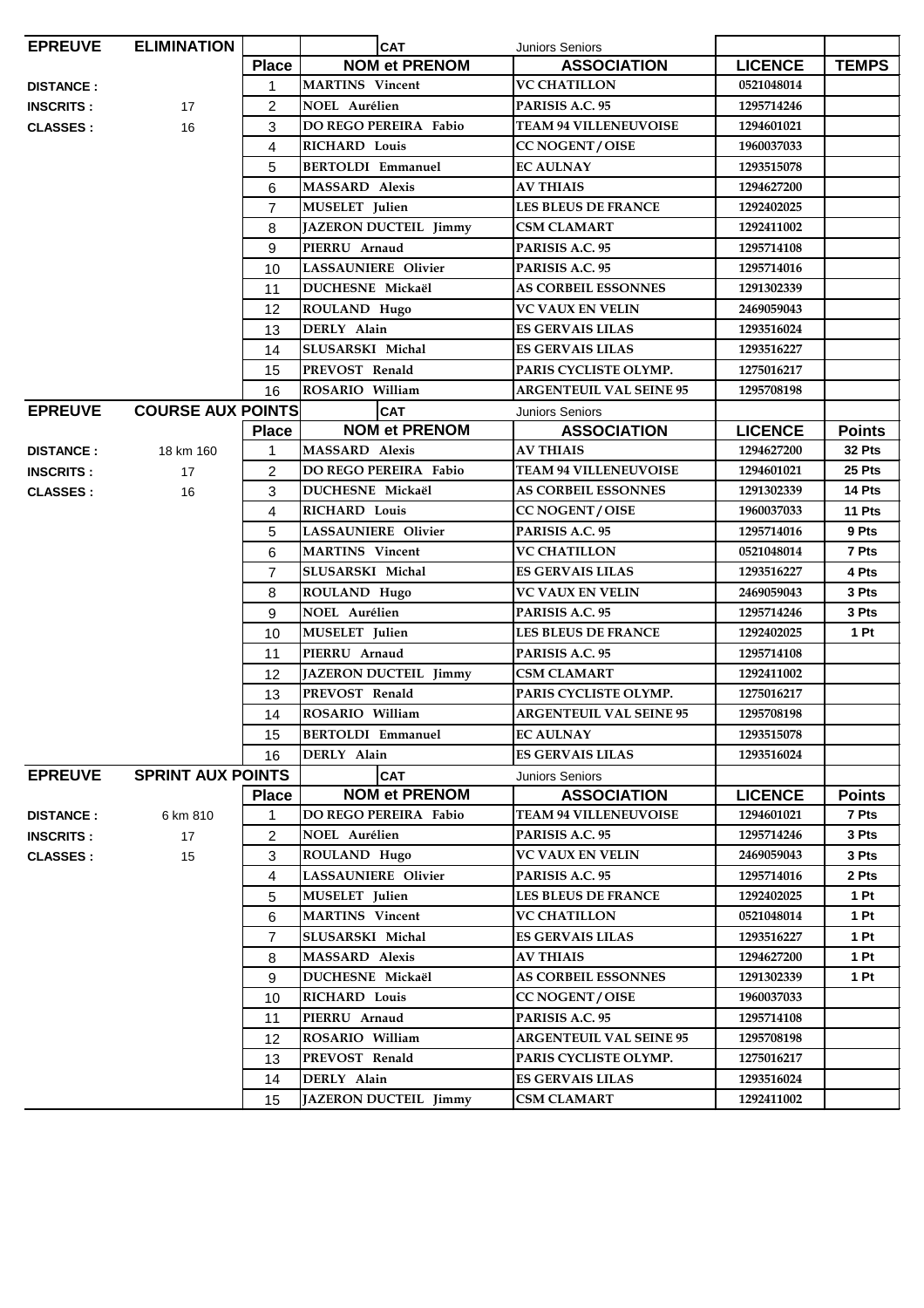| EPREUVE | ELIMINATION | | CAT | Juniors Seniors | | |
|---|---|---|---|---|---|---|
| | | **Place** | **NOM et PRENOM** | **ASSOCIATION** | **LICENCE** | **TEMPS** |
| **DISTANCE :** | | 1 | MARTINS Vincent | VC CHATILLON | 0521048014 | |
| **INSCRITS :** | 17 | 2 | NOEL Aurélien | PARISIS A.C. 95 | 1295714246 | |
| **CLASSES :** | 16 | 3 | DO REGO PEREIRA Fabio | TEAM 94 VILLENEUVOISE | 1294601021 | |
| | | 4 | RICHARD Louis | CC NOGENT / OISE | 1960037033 | |
| | | 5 | BERTOLDI Emmanuel | EC AULNAY | 1293515078 | |
| | | 6 | MASSARD Alexis | AV THIAIS | 1294627200 | |
| | | 7 | MUSELET Julien | LES BLEUS DE FRANCE | 1292402025 | |
| | | 8 | JAZERON DUCTEIL Jimmy | CSM CLAMART | 1292411002 | |
| | | 9 | PIERRU Arnaud | PARISIS A.C. 95 | 1295714108 | |
| | | 10 | LASSAUNIERE Olivier | PARISIS A.C. 95 | 1295714016 | |
| | | 11 | DUCHESNE Mickaël | AS CORBEIL ESSONNES | 1291302339 | |
| | | 12 | ROULAND Hugo | VC VAUX EN VELIN | 2469059043 | |
| | | 13 | DERLY Alain | ES GERVAIS LILAS | 1293516024 | |
| | | 14 | SLUSARSKI Michal | ES GERVAIS LILAS | 1293516227 | |
| | | 15 | PREVOST Renald | PARIS CYCLISTE OLYMP. | 1275016217 | |
| | | 16 | ROSARIO William | ARGENTEUIL VAL SEINE 95 | 1295708198 | |

| EPREUVE | COURSE AUX POINTS | | CAT | Juniors Seniors | | |
|---|---|---|---|---|---|---|
| | | **Place** | **NOM et PRENOM** | **ASSOCIATION** | **LICENCE** | **Points** |
| **DISTANCE :** | 18 km 160 | 1 | MASSARD Alexis | AV THIAIS | 1294627200 | 32 Pts |
| **INSCRITS :** | 17 | 2 | DO REGO PEREIRA Fabio | TEAM 94 VILLENEUVOISE | 1294601021 | 25 Pts |
| **CLASSES :** | 16 | 3 | DUCHESNE Mickaël | AS CORBEIL ESSONNES | 1291302339 | 14 Pts |
| | | 4 | RICHARD Louis | CC NOGENT / OISE | 1960037033 | 11 Pts |
| | | 5 | LASSAUNIERE Olivier | PARISIS A.C. 95 | 1295714016 | 9 Pts |
| | | 6 | MARTINS Vincent | VC CHATILLON | 0521048014 | 7 Pts |
| | | 7 | SLUSARSKI Michal | ES GERVAIS LILAS | 1293516227 | 4 Pts |
| | | 8 | ROULAND Hugo | VC VAUX EN VELIN | 2469059043 | 3 Pts |
| | | 9 | NOEL Aurélien | PARISIS A.C. 95 | 1295714246 | 3 Pts |
| | | 10 | MUSELET Julien | LES BLEUS DE FRANCE | 1292402025 | 1 Pt |
| | | 11 | PIERRU Arnaud | PARISIS A.C. 95 | 1295714108 | |
| | | 12 | JAZERON DUCTEIL Jimmy | CSM CLAMART | 1292411002 | |
| | | 13 | PREVOST Renald | PARIS CYCLISTE OLYMP. | 1275016217 | |
| | | 14 | ROSARIO William | ARGENTEUIL VAL SEINE 95 | 1295708198 | |
| | | 15 | BERTOLDI Emmanuel | EC AULNAY | 1293515078 | |
| | | 16 | DERLY Alain | ES GERVAIS LILAS | 1293516024 | |

| EPREUVE | SPRINT AUX POINTS | | CAT | Juniors Seniors | | |
|---|---|---|---|---|---|---|
| | | **Place** | **NOM et PRENOM** | **ASSOCIATION** | **LICENCE** | **Points** |
| **DISTANCE :** | 6 km 810 | 1 | DO REGO PEREIRA Fabio | TEAM 94 VILLENEUVOISE | 1294601021 | 7 Pts |
| **INSCRITS :** | 17 | 2 | NOEL Aurélien | PARISIS A.C. 95 | 1295714246 | 3 Pts |
| **CLASSES :** | 15 | 3 | ROULAND Hugo | VC VAUX EN VELIN | 2469059043 | 3 Pts |
| | | 4 | LASSAUNIERE Olivier | PARISIS A.C. 95 | 1295714016 | 2 Pts |
| | | 5 | MUSELET Julien | LES BLEUS DE FRANCE | 1292402025 | 1 Pt |
| | | 6 | MARTINS Vincent | VC CHATILLON | 0521048014 | 1 Pt |
| | | 7 | SLUSARSKI Michal | ES GERVAIS LILAS | 1293516227 | 1 Pt |
| | | 8 | MASSARD Alexis | AV THIAIS | 1294627200 | 1 Pt |
| | | 9 | DUCHESNE Mickaël | AS CORBEIL ESSONNES | 1291302339 | 1 Pt |
| | | 10 | RICHARD Louis | CC NOGENT / OISE | 1960037033 | |
| | | 11 | PIERRU Arnaud | PARISIS A.C. 95 | 1295714108 | |
| | | 12 | ROSARIO William | ARGENTEUIL VAL SEINE 95 | 1295708198 | |
| | | 13 | PREVOST Renald | PARIS CYCLISTE OLYMP. | 1275016217 | |
| | | 14 | DERLY Alain | ES GERVAIS LILAS | 1293516024 | |
| | | 15 | JAZERON DUCTEIL Jimmy | CSM CLAMART | 1292411002 | |